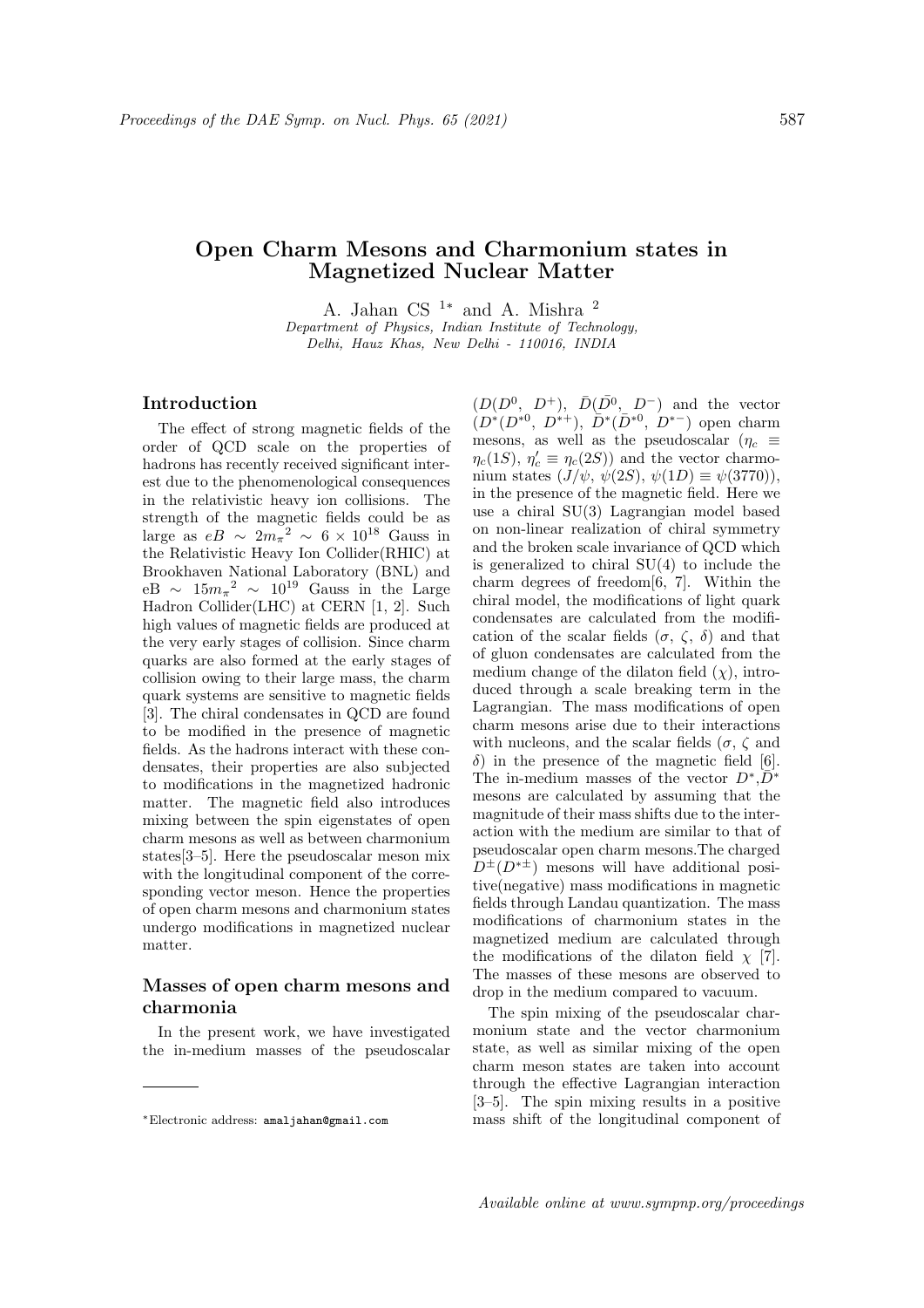# Open Charm Mesons and Charmonium states in Magnetized Nuclear Matter

A. Jahan CS [1*] and A. Mishra [2]

*Department of Physics, Indian Institute of Technology, Delhi, Hauz Khas, New Delhi - 110016, INDIA*

## Introduction

The effect of strong magnetic fields of the order of QCD scale on the properties of hadrons has recently received significant interest due to the phenomenological consequences in the relativistic heavy ion collisions. The strength of the magnetic fields could be as large as $eB \sim 2{m_\pi}^2 \sim 6 \times 10^{18}$ Gauss in the Relativistic Heavy Ion Collider(RHIC) at Brookhaven National Laboratory (BNL) and $eB \sim 15{m_\pi}^2 \sim 10^{19}$ Gauss in the Large Hadron Collider(LHC) at CERN [1, 2]. Such high values of magnetic fields are produced at the very early stages of collision. Since charm quarks are also formed at the early stages of collision owing to their large mass, the charm quark systems are sensitive to magnetic fields [3]. The chiral condensates in QCD are found to be modified in the presence of magnetic fields. As the hadrons interact with these condensates, their properties are also subjected to modifications in the magnetized hadronic matter. The magnetic field also introduces mixing between the spin eigenstates of open charm mesons as well as between charmonium states[3–5]. Here the pseudoscalar meson mix with the longitudinal component of the corresponding vector meson. Hence the properties of open charm mesons and charmonium states undergo modifications in magnetized nuclear matter.

## Masses of open charm mesons and charmonia

In the present work, we have investigated the in-medium masses of the pseudoscalar ($D(D^0,\ D^+)$, $\bar{D}(\bar{D^0},\ D^-)$ and the vector ($D^*(D^{*0},\ D^{*+})$, $\bar{D}^*(\bar{D}^{*0},\ D^{*-})$ open charm mesons, as well as the pseudoscalar ($\eta_c \equiv \eta_c(1S)$, $\eta_c' \equiv \eta_c(2S)$) and the vector charmonium states ($J/\psi$, $\psi(2S)$, $\psi(1D) \equiv \psi(3770)$), in the presence of the magnetic field. Here we use a chiral SU(3) Lagrangian model based on non-linear realization of chiral symmetry and the broken scale invariance of QCD which is generalized to chiral SU(4) to include the charm degrees of freedom[6, 7]. Within the chiral model, the modifications of light quark condensates are calculated from the modification of the scalar fields ($\sigma$, $\zeta$, $\delta$) and that of gluon condensates are calculated from the medium change of the dilaton field ($\chi$), introduced through a scale breaking term in the Lagrangian. The mass modifications of open charm mesons arise due to their interactions with nucleons, and the scalar fields ($\sigma$, $\zeta$ and $\delta$) in the presence of the magnetic field [6]. The in-medium masses of the vector $D^*$,$\bar{D}^*$ mesons are calculated by assuming that the magnitude of their mass shifts due to the interaction with the medium are similar to that of pseudoscalar open charm mesons.The charged $D^{\pm}(D^{*\pm})$ mesons will have additional positive(negative) mass modifications in magnetic fields through Landau quantization. The mass modifications of charmonium states in the magnetized medium are calculated through the modifications of the dilaton field $\chi$ [7]. The masses of these mesons are observed to drop in the medium compared to vacuum.

The spin mixing of the pseudoscalar charmonium state and the vector charmonium state, as well as similar mixing of the open charm meson states are taken into account through the effective Lagrangian interaction [3–5]. The spin mixing results in a positive mass shift of the longitudinal component of

*Electronic address: amaljahan@gmail.com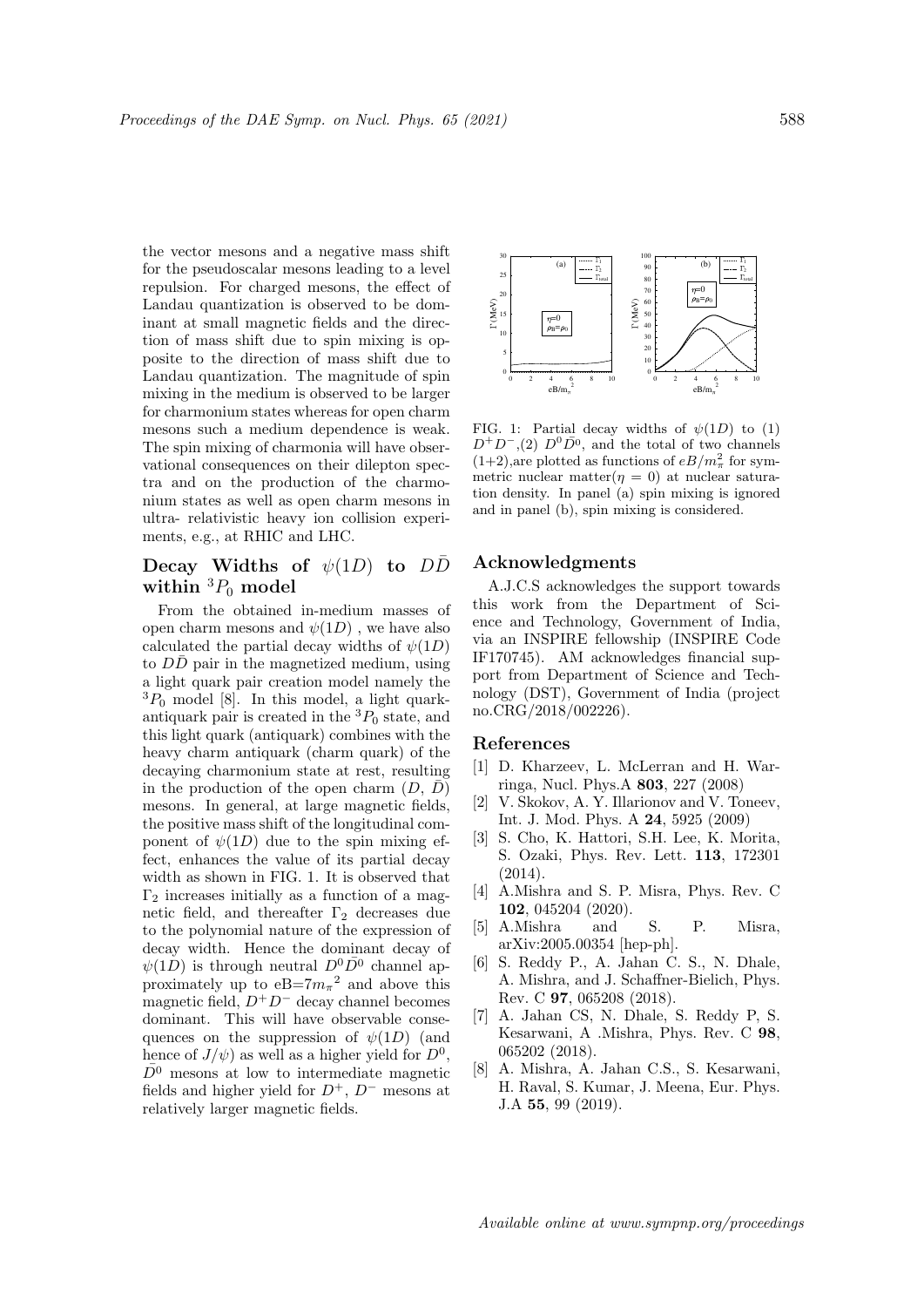the vector mesons and a negative mass shift for the pseudoscalar mesons leading to a level repulsion. For charged mesons, the effect of Landau quantization is observed to be dominant at small magnetic fields and the direction of mass shift due to spin mixing is opposite to the direction of mass shift due to Landau quantization. The magnitude of spin mixing in the medium is observed to be larger for charmonium states whereas for open charm mesons such a medium dependence is weak. The spin mixing of charmonia will have observational consequences on their dilepton spectra and on the production of the charmonium states as well as open charm mesons in ultra- relativistic heavy ion collision experiments, e.g., at RHIC and LHC.

## Decay Widths of $\psi(1D)$ to $D\bar{D}$ within $^3P_0$ model

From the obtained in-medium masses of open charm mesons and $\psi(1D)$ , we have also calculated the partial decay widths of $\psi(1D)$ to $D\bar{D}$ pair in the magnetized medium, using a light quark pair creation model namely the $^3P_0$ model [8]. In this model, a light quark-antiquark pair is created in the $^3P_0$ state, and this light quark (antiquark) combines with the heavy charm antiquark (charm quark) of the decaying charmonium state at rest, resulting in the production of the open charm $(D, \bar{D})$ mesons. In general, at large magnetic fields, the positive mass shift of the longitudinal component of $\psi(1D)$ due to the spin mixing effect, enhances the value of its partial decay width as shown in FIG. 1. It is observed that $\Gamma_2$ increases initially as a function of a magnetic field, and thereafter $\Gamma_2$ decreases due to the polynomial nature of the expression of decay width. Hence the dominant decay of $\psi(1D)$ is through neutral $D^0\bar{D}^0$ channel approximately up to eB=$7{m_\pi}^2$ and above this magnetic field, $D^+D^-$ decay channel becomes dominant. This will have observable consequences on the suppression of $\psi(1D)$ (and hence of $J/\psi$) as well as a higher yield for $D^0$, $\bar{D}^0$ mesons at low to intermediate magnetic fields and higher yield for $D^+$, $D^-$ mesons at relatively larger magnetic fields.

(a)
Γ (MeV)
eB/m$_\pi^2$
$\eta$=0
$\rho_B$=$\rho_0$
$\Gamma_1$
$\Gamma_2$
$\Gamma_{total}$

(b)
Γ (MeV)
eB/m$_\pi^2$
$\eta$=0
$\rho_B$=$\rho_0$
$\Gamma_1$
$\Gamma_2$
$\Gamma_{total}$

FIG. 1: Partial decay widths of $\psi(1D)$ to (1) $D^+D^-$,(2) $D^0\bar{D}^0$, and the total of two channels (1+2),are plotted as functions of $eB/m_\pi^2$ for symmetric nuclear matter($\eta = 0$) at nuclear saturation density. In panel (a) spin mixing is ignored and in panel (b), spin mixing is considered.

## Acknowledgments

A.J.C.S acknowledges the support towards this work from the Department of Science and Technology, Government of India, via an INSPIRE fellowship (INSPIRE Code IF170745). AM acknowledges financial support from Department of Science and Technology (DST), Government of India (project no.CRG/2018/002226).

## References

[1] D. Kharzeev, L. McLerran and H. Warringa, Nucl. Phys.A **803**, 227 (2008)

[2] V. Skokov, A. Y. Illarionov and V. Toneev, Int. J. Mod. Phys. A **24**, 5925 (2009)

[3] S. Cho, K. Hattori, S.H. Lee, K. Morita, S. Ozaki, Phys. Rev. Lett. **113**, 172301 (2014).

[4] A.Mishra and S. P. Misra, Phys. Rev. C **102**, 045204 (2020).

[5] A.Mishra and S. P. Misra, arXiv:2005.00354 [hep-ph].

[6] S. Reddy P., A. Jahan C. S., N. Dhale, A. Mishra, and J. Schaffner-Bielich, Phys. Rev. C **97**, 065208 (2018).

[7] A. Jahan CS, N. Dhale, S. Reddy P, S. Kesarwani, A .Mishra, Phys. Rev. C **98**, 065202 (2018).

[8] A. Mishra, A. Jahan C.S., S. Kesarwani, H. Raval, S. Kumar, J. Meena, Eur. Phys. J.A **55**, 99 (2019).